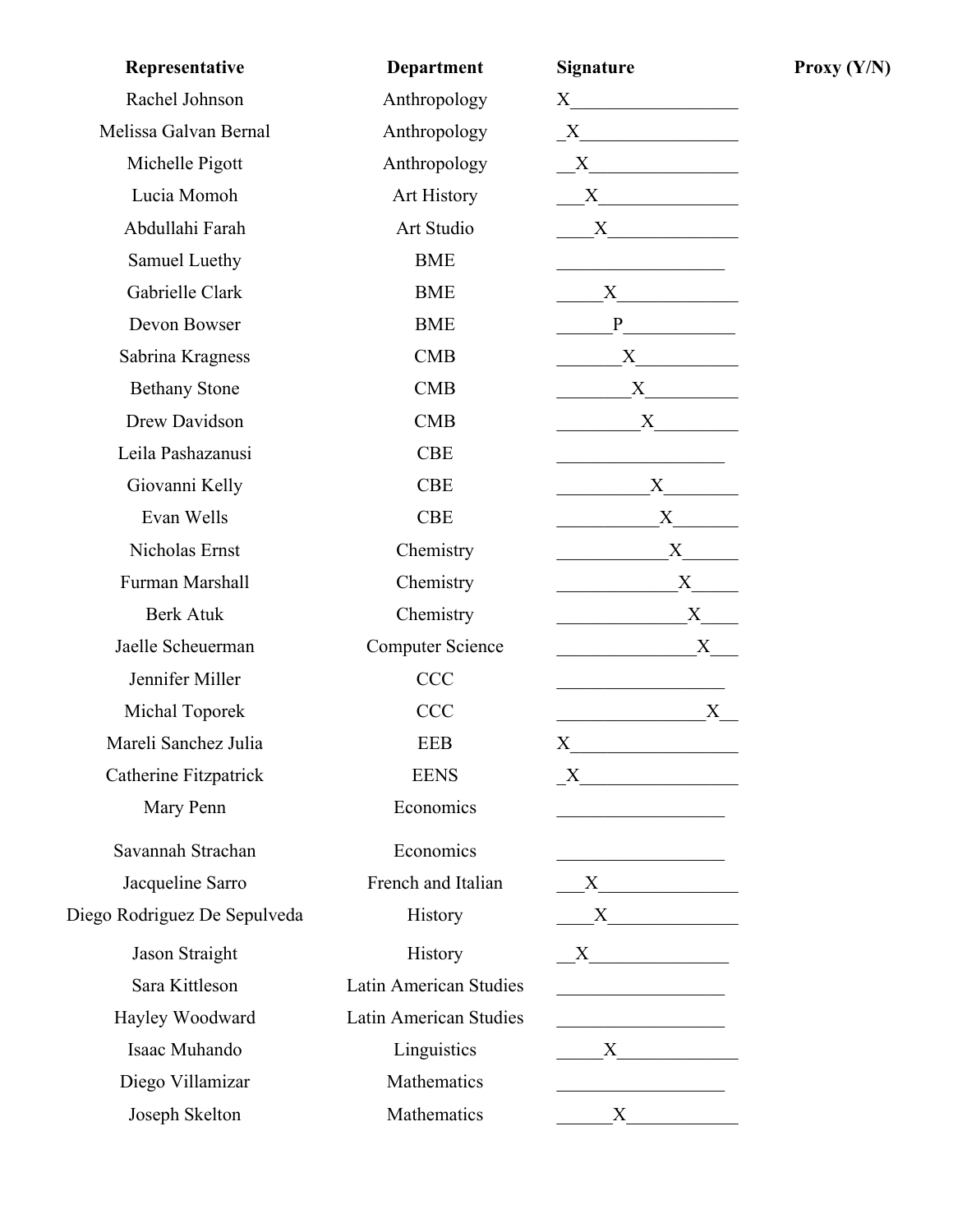| Representative | Department | Signature | Proxy (Y/N) |
|---|---|---|---|
| Rachel Johnson | Anthropology | X | |
| Melissa Galvan Bernal | Anthropology | X | |
| Michelle Pigott | Anthropology | X | |
| Lucia Momoh | Art History | X | |
| Abdullahi Farah | Art Studio | X | |
| Samuel Luethy | BME | | |
| Gabrielle Clark | BME | X | |
| Devon Bowser | BME | P | |
| Sabrina Kragness | CMB | X | |
| Bethany Stone | CMB | X | |
| Drew Davidson | CMB | X | |
| Leila Pashazanusi | CBE | | |
| Giovanni Kelly | CBE | X | |
| Evan Wells | CBE | X | |
| Nicholas Ernst | Chemistry | X | |
| Furman Marshall | Chemistry | X | |
| Berk Atuk | Chemistry | X | |
| Jaelle Scheuerman | Computer Science | X | |
| Jennifer Miller | CCC | | |
| Michal Toporek | CCC | X | |
| Mareli Sanchez Julia | EEB | X | |
| Catherine Fitzpatrick | EENS | X | |
| Mary Penn | Economics | | |
| Savannah Strachan | Economics | | |
| Jacqueline Sarro | French and Italian | X | |
| Diego Rodriguez De Sepulveda | History | X | |
| Jason Straight | History | X | |
| Sara Kittleson | Latin American Studies | | |
| Hayley Woodward | Latin American Studies | | |
| Isaac Muhando | Linguistics | X | |
| Diego Villamizar | Mathematics | | |
| Joseph Skelton | Mathematics | X | |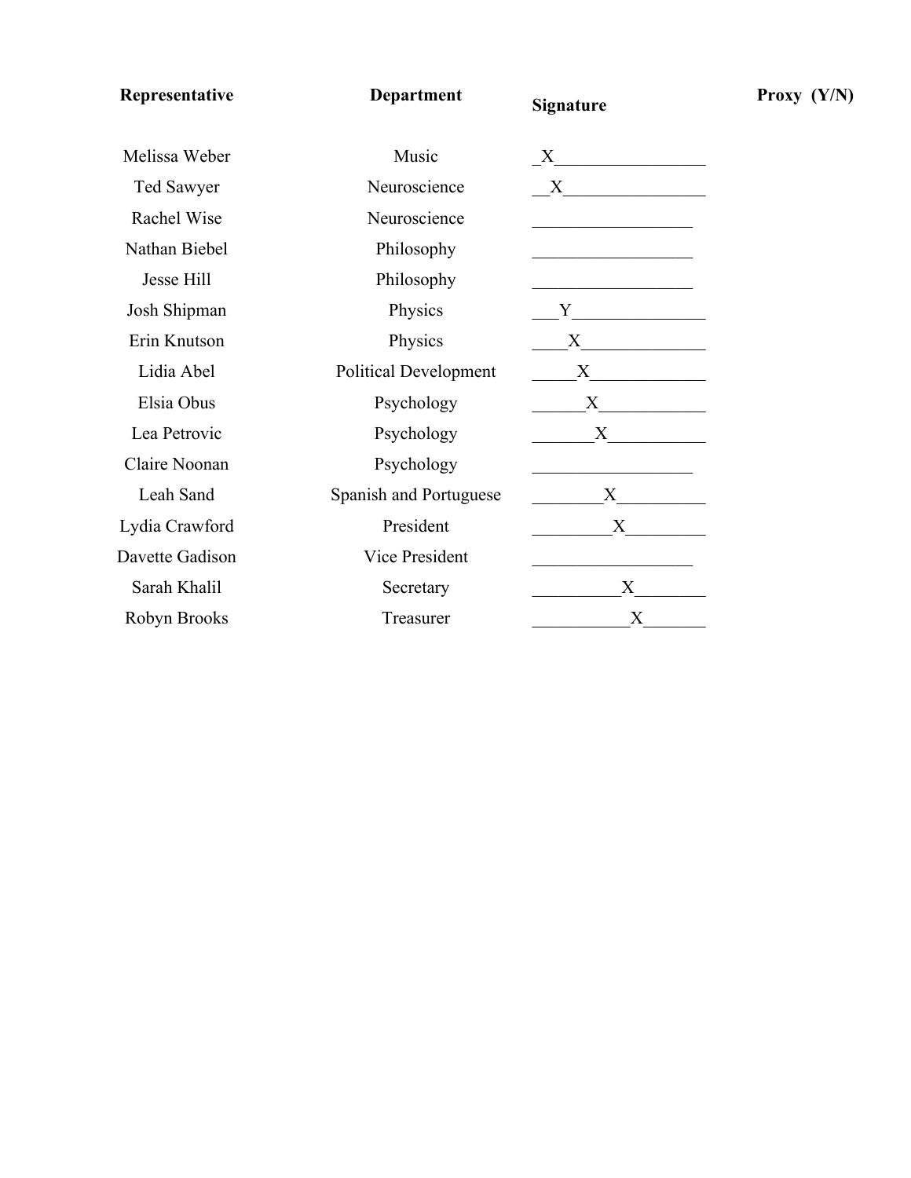| Representative | Department | Signature | Proxy (Y/N) |
|---|---|---|---|
| Melissa Weber | Music | X | |
| Ted Sawyer | Neuroscience | X | |
| Rachel Wise | Neuroscience | | |
| Nathan Biebel | Philosophy | | |
| Jesse Hill | Philosophy | | |
| Josh Shipman | Physics | Y | |
| Erin Knutson | Physics | X | |
| Lidia Abel | Political Development | X | |
| Elsia Obus | Psychology | X | |
| Lea Petrovic | Psychology | X | |
| Claire Noonan | Psychology | | |
| Leah Sand | Spanish and Portuguese | X | |
| Lydia Crawford | President | X | |
| Davette Gadison | Vice President | | |
| Sarah Khalil | Secretary | X | |
| Robyn Brooks | Treasurer | X | |